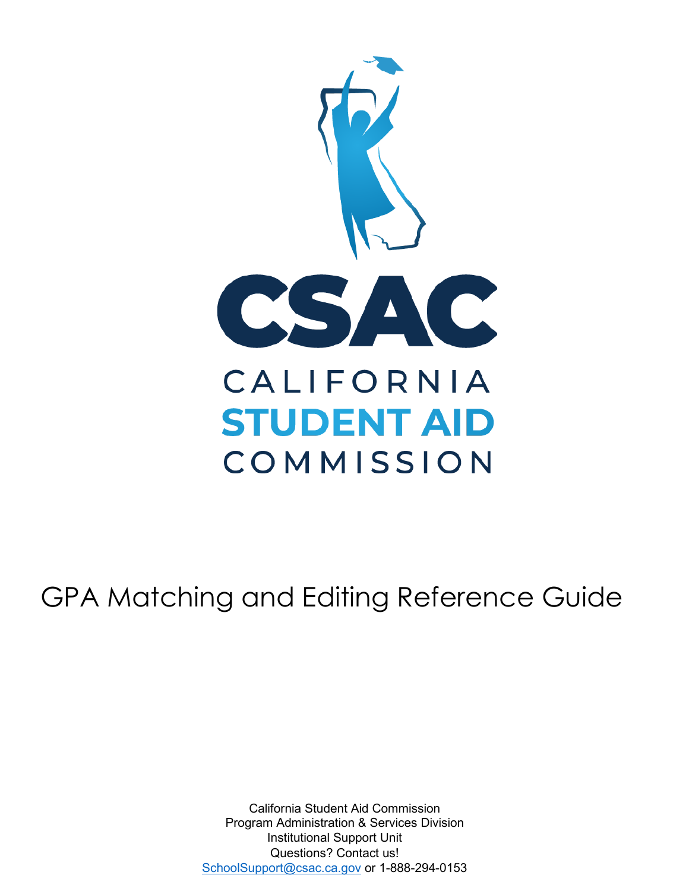# CSAC

CALIFORNIA
STUDENT AID
COMMISSION

# GPA Matching and Editing Reference Guide

California Student Aid Commission
Program Administration & Services Division
Institutional Support Unit
Questions? Contact us!
SchoolSupport@csac.ca.gov or 1-888-294-0153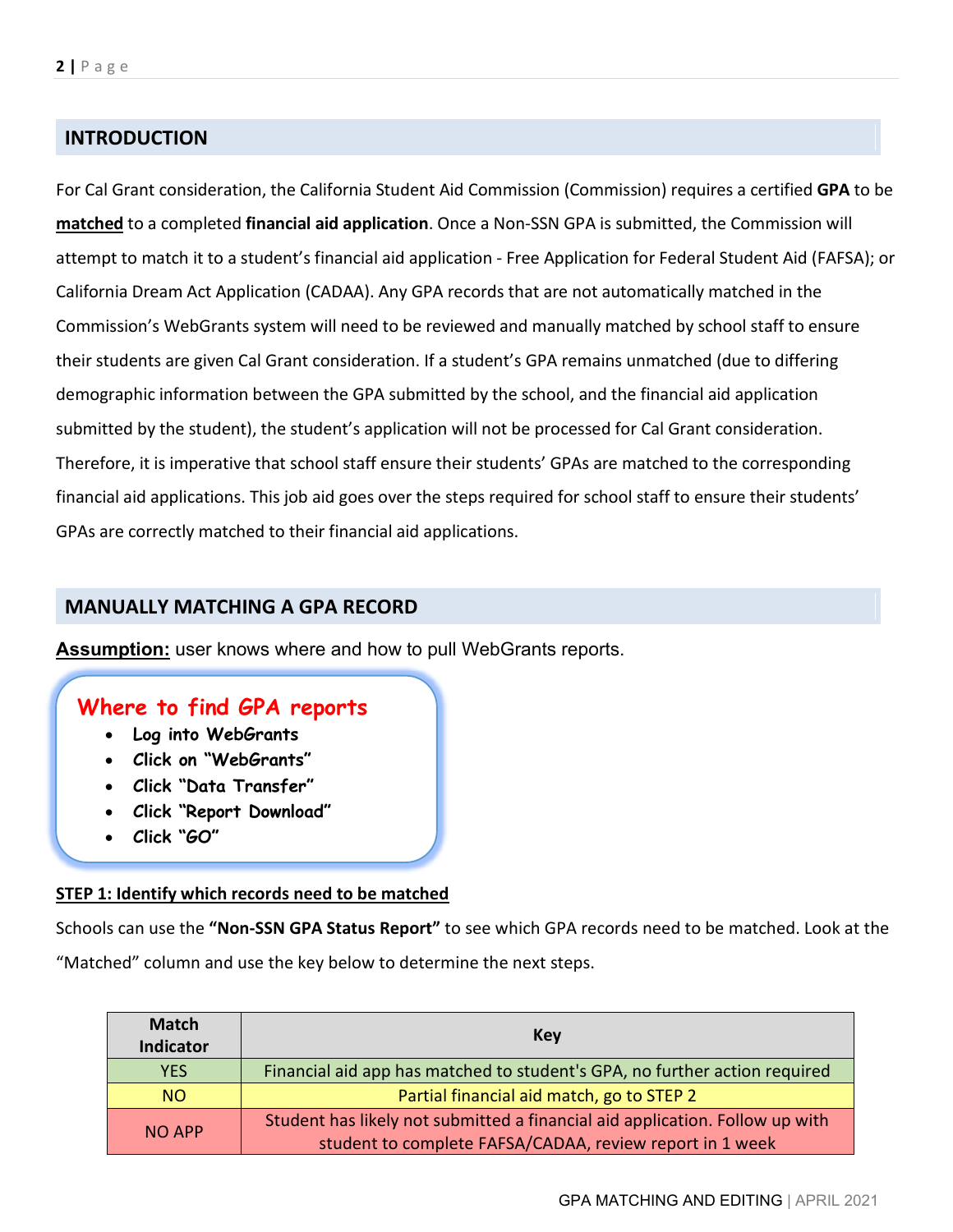## INTRODUCTION

For Cal Grant consideration, the California Student Aid Commission (Commission) requires a certified **GPA** to be **matched** to a completed **financial aid application**. Once a Non-SSN GPA is submitted, the Commission will attempt to match it to a student's financial aid application - Free Application for Federal Student Aid (FAFSA); or California Dream Act Application (CADAA). Any GPA records that are not automatically matched in the Commission's WebGrants system will need to be reviewed and manually matched by school staff to ensure their students are given Cal Grant consideration. If a student's GPA remains unmatched (due to differing demographic information between the GPA submitted by the school, and the financial aid application submitted by the student), the student's application will not be processed for Cal Grant consideration. Therefore, it is imperative that school staff ensure their students' GPAs are matched to the corresponding financial aid applications. This job aid goes over the steps required for school staff to ensure their students' GPAs are correctly matched to their financial aid applications.

## MANUALLY MATCHING A GPA RECORD

**Assumption:** user knows where and how to pull WebGrants reports.

### Where to find GPA reports

- Log into WebGrants
- Click on "WebGrants"
- Click "Data Transfer"
- Click "Report Download"
- Click "GO"

### STEP 1: Identify which records need to be matched

Schools can use the **"Non-SSN GPA Status Report"** to see which GPA records need to be matched. Look at the "Matched" column and use the key below to determine the next steps.

| Match Indicator | Key |
|---|---|
| YES | Financial aid app has matched to student's GPA, no further action required |
| NO | Partial financial aid match, go to STEP 2 |
| NO APP | Student has likely not submitted a financial aid application. Follow up with student to complete FAFSA/CADAA, review report in 1 week |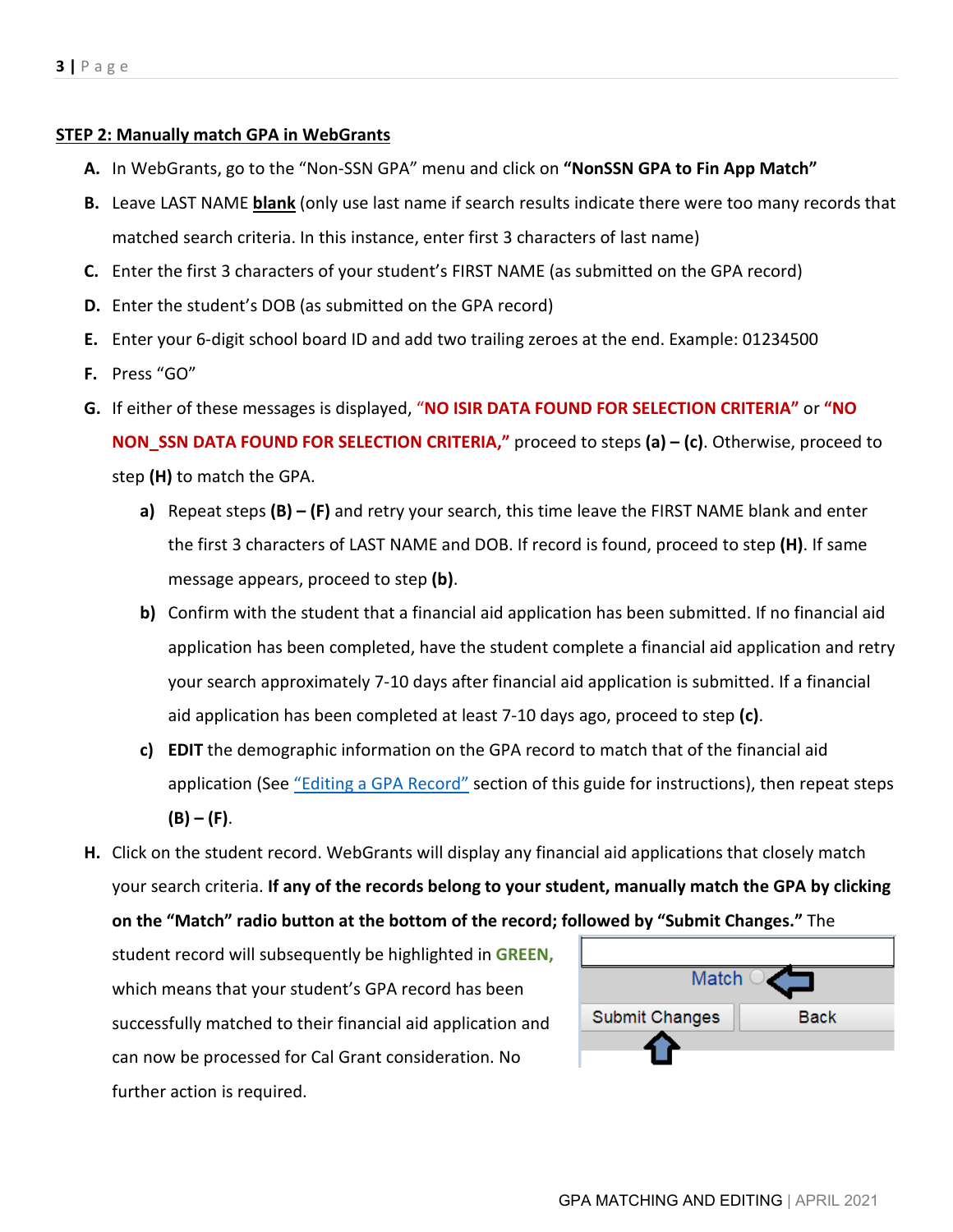**STEP 2: Manually match GPA in WebGrants**

A. In WebGrants, go to the "Non-SSN GPA" menu and click on **"NonSSN GPA to Fin App Match"**
B. Leave LAST NAME **blank** (only use last name if search results indicate there were too many records that matched search criteria. In this instance, enter first 3 characters of last name)
C. Enter the first 3 characters of your student's FIRST NAME (as submitted on the GPA record)
D. Enter the student's DOB (as submitted on the GPA record)
E. Enter your 6-digit school board ID and add two trailing zeroes at the end. Example: 01234500
F. Press "GO"
G. If either of these messages is displayed, **"NO ISIR DATA FOUND FOR SELECTION CRITERIA"** or **"NO NON_SSN DATA FOUND FOR SELECTION CRITERIA,"** proceed to steps **(a) – (c)**. Otherwise, proceed to step **(H)** to match the GPA.
   a) Repeat steps **(B) – (F)** and retry your search, this time leave the FIRST NAME blank and enter the first 3 characters of LAST NAME and DOB. If record is found, proceed to step **(H)**. If same message appears, proceed to step **(b)**.
   b) Confirm with the student that a financial aid application has been submitted. If no financial aid application has been completed, have the student complete a financial aid application and retry your search approximately 7-10 days after financial aid application is submitted. If a financial aid application has been completed at least 7-10 days ago, proceed to step **(c)**.
   c) **EDIT** the demographic information on the GPA record to match that of the financial aid application (See "Editing a GPA Record" section of this guide for instructions), then repeat steps **(B) – (F)**.
H. Click on the student record. WebGrants will display any financial aid applications that closely match your search criteria. **If any of the records belong to your student, manually match the GPA by clicking on the "Match" radio button at the bottom of the record; followed by "Submit Changes."** The student record will subsequently be highlighted in **GREEN,** which means that your student's GPA record has been successfully matched to their financial aid application and can now be processed for Cal Grant consideration. No further action is required.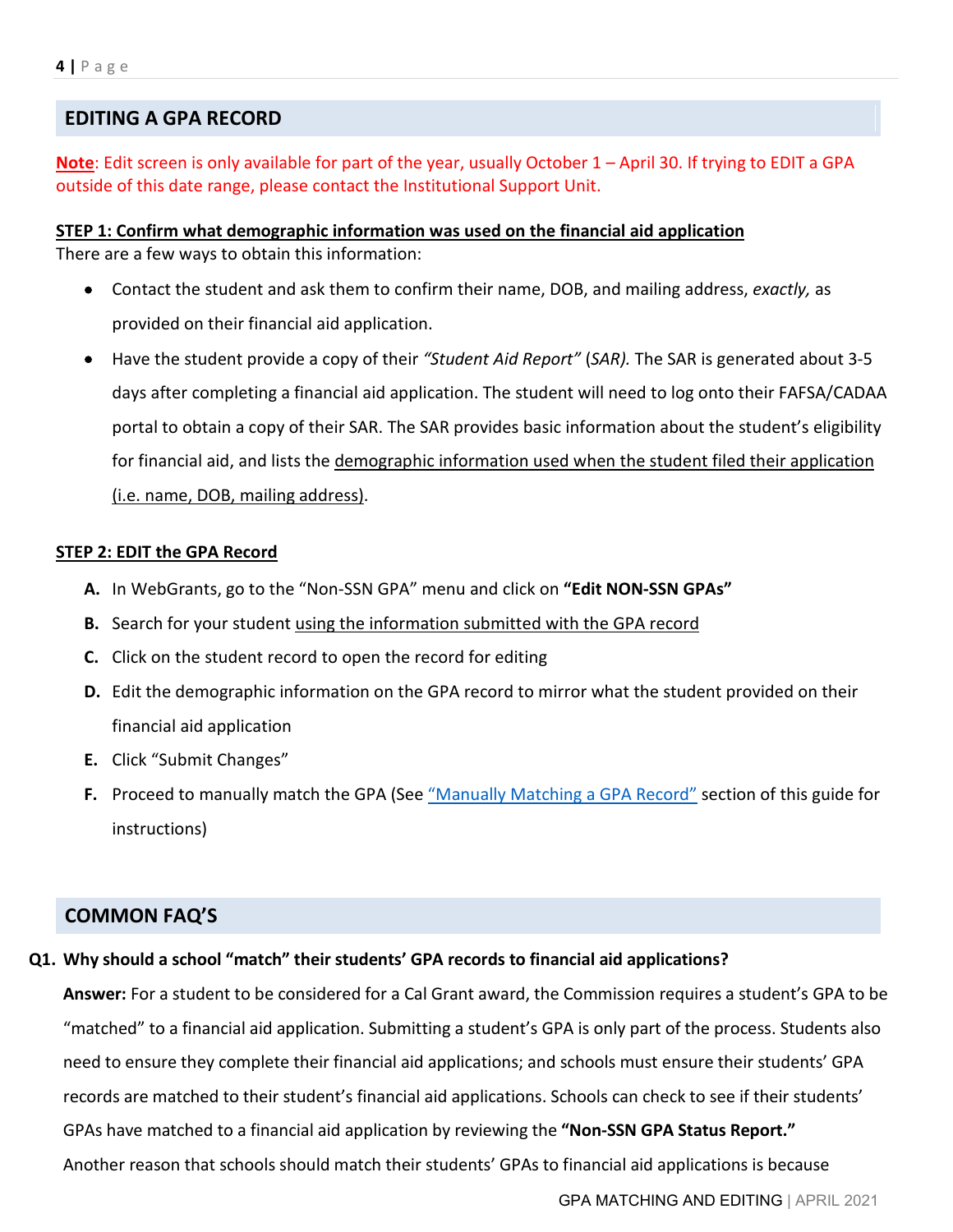## EDITING A GPA RECORD

**Note**: Edit screen is only available for part of the year, usually October 1 – April 30. If trying to EDIT a GPA outside of this date range, please contact the Institutional Support Unit.

**STEP 1: Confirm what demographic information was used on the financial aid application**

There are a few ways to obtain this information:

- Contact the student and ask them to confirm their name, DOB, and mailing address, *exactly,* as provided on their financial aid application.
- Have the student provide a copy of their *"Student Aid Report"* (*SAR).* The SAR is generated about 3-5 days after completing a financial aid application. The student will need to log onto their FAFSA/CADAA portal to obtain a copy of their SAR. The SAR provides basic information about the student's eligibility for financial aid, and lists the demographic information used when the student filed their application (i.e. name, DOB, mailing address).

**STEP 2: EDIT the GPA Record**

A. In WebGrants, go to the "Non-SSN GPA" menu and click on **"Edit NON-SSN GPAs"**
B. Search for your student using the information submitted with the GPA record
C. Click on the student record to open the record for editing
D. Edit the demographic information on the GPA record to mirror what the student provided on their financial aid application
E. Click "Submit Changes"
F. Proceed to manually match the GPA (See "Manually Matching a GPA Record" section of this guide for instructions)

## COMMON FAQ'S

**Q1. Why should a school "match" their students' GPA records to financial aid applications?**

**Answer:** For a student to be considered for a Cal Grant award, the Commission requires a student's GPA to be "matched" to a financial aid application. Submitting a student's GPA is only part of the process. Students also need to ensure they complete their financial aid applications; and schools must ensure their students' GPA records are matched to their student's financial aid applications. Schools can check to see if their students' GPAs have matched to a financial aid application by reviewing the **"Non-SSN GPA Status Report."** Another reason that schools should match their students' GPAs to financial aid applications is because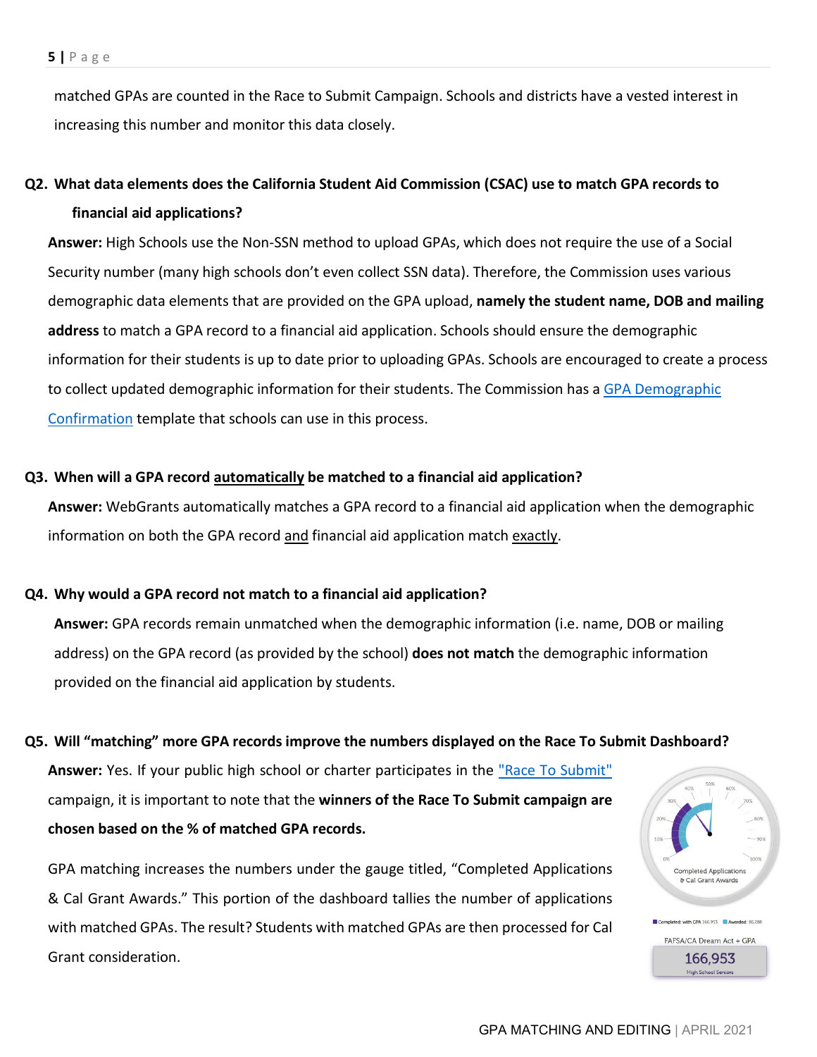matched GPAs are counted in the Race to Submit Campaign. Schools and districts have a vested interest in increasing this number and monitor this data closely.

**Q2. What data elements does the California Student Aid Commission (CSAC) use to match GPA records to financial aid applications?**

**Answer:** High Schools use the Non-SSN method to upload GPAs, which does not require the use of a Social Security number (many high schools don't even collect SSN data). Therefore, the Commission uses various demographic data elements that are provided on the GPA upload, **namely the student name, DOB and mailing address** to match a GPA record to a financial aid application. Schools should ensure the demographic information for their students is up to date prior to uploading GPAs. Schools are encouraged to create a process to collect updated demographic information for their students. The Commission has a GPA Demographic Confirmation template that schools can use in this process.

**Q3. When will a GPA record automatically be matched to a financial aid application?**

**Answer:** WebGrants automatically matches a GPA record to a financial aid application when the demographic information on both the GPA record and financial aid application match exactly.

**Q4. Why would a GPA record not match to a financial aid application?**

**Answer:** GPA records remain unmatched when the demographic information (i.e. name, DOB or mailing address) on the GPA record (as provided by the school) **does not match** the demographic information provided on the financial aid application by students.

**Q5. Will "matching" more GPA records improve the numbers displayed on the Race To Submit Dashboard?**

**Answer:** Yes. If your public high school or charter participates in the "Race To Submit" campaign, it is important to note that the **winners of the Race To Submit campaign are chosen based on the % of matched GPA records.**

GPA matching increases the numbers under the gauge titled, "Completed Applications & Cal Grant Awards." This portion of the dashboard tallies the number of applications with matched GPAs. The result? Students with matched GPAs are then processed for Cal Grant consideration.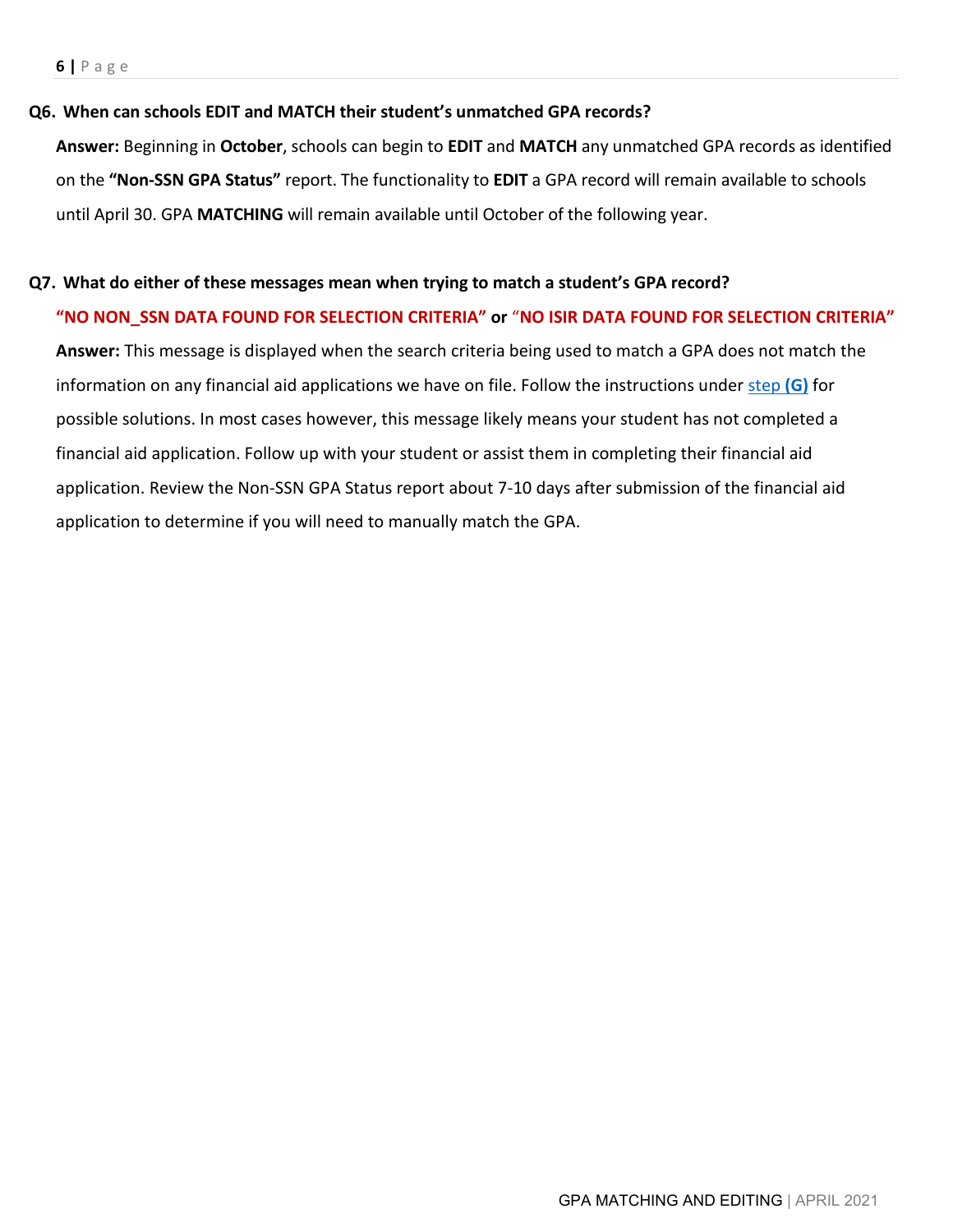**Q6. When can schools EDIT and MATCH their student's unmatched GPA records?**

**Answer:** Beginning in **October**, schools can begin to **EDIT** and **MATCH** any unmatched GPA records as identified on the **"Non-SSN GPA Status"** report. The functionality to **EDIT** a GPA record will remain available to schools until April 30. GPA **MATCHING** will remain available until October of the following year.

**Q7. What do either of these messages mean when trying to match a student's GPA record?**

**"NO NON_SSN DATA FOUND FOR SELECTION CRITERIA"** or **"NO ISIR DATA FOUND FOR SELECTION CRITERIA"**

**Answer:** This message is displayed when the search criteria being used to match a GPA does not match the information on any financial aid applications we have on file. Follow the instructions under step **(G)** for possible solutions. In most cases however, this message likely means your student has not completed a financial aid application. Follow up with your student or assist them in completing their financial aid application. Review the Non-SSN GPA Status report about 7-10 days after submission of the financial aid application to determine if you will need to manually match the GPA.